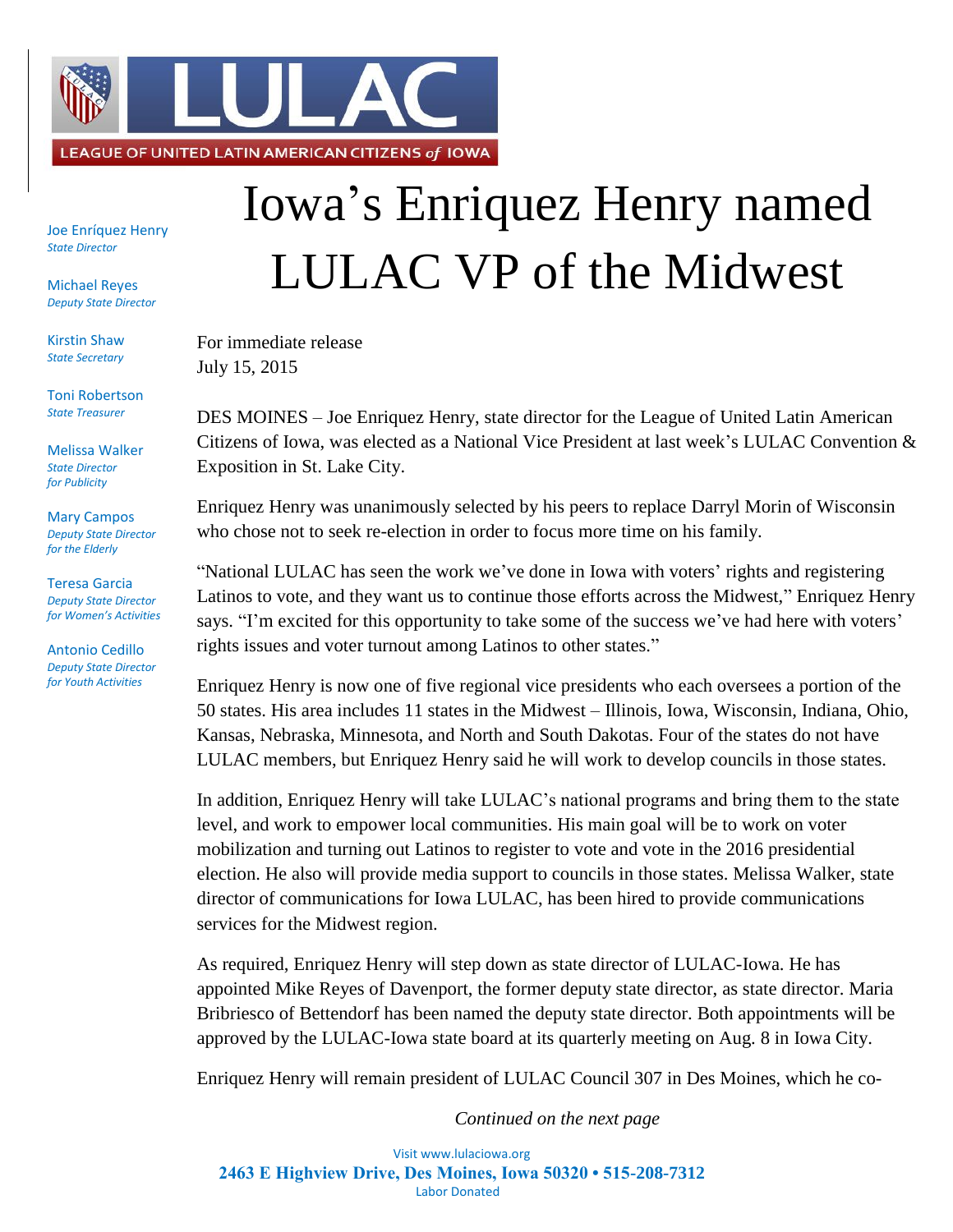LEAGUE OF UNITED LATIN AMERICAN CITIZENS *of* IOWA

Joe Enríquez Henry
*State Director*

Michael Reyes
*Deputy State Director*

Kirstin Shaw
*State Secretary*

Toni Robertson
*State Treasurer*

Melissa Walker
*State Director for Publicity*

Mary Campos
*Deputy State Director for the Elderly*

Teresa Garcia
*Deputy State Director for Women's Activities*

Antonio Cedillo
*Deputy State Director for Youth Activities*

# Iowa's Enriquez Henry named LULAC VP of the Midwest

For immediate release
July 15, 2015

DES MOINES – Joe Enriquez Henry, state director for the League of United Latin American Citizens of Iowa, was elected as a National Vice President at last week's LULAC Convention & Exposition in St. Lake City.

Enriquez Henry was unanimously selected by his peers to replace Darryl Morin of Wisconsin who chose not to seek re-election in order to focus more time on his family.

"National LULAC has seen the work we've done in Iowa with voters' rights and registering Latinos to vote, and they want us to continue those efforts across the Midwest," Enriquez Henry says. "I'm excited for this opportunity to take some of the success we've had here with voters' rights issues and voter turnout among Latinos to other states."

Enriquez Henry is now one of five regional vice presidents who each oversees a portion of the 50 states. His area includes 11 states in the Midwest – Illinois, Iowa, Wisconsin, Indiana, Ohio, Kansas, Nebraska, Minnesota, and North and South Dakotas. Four of the states do not have LULAC members, but Enriquez Henry said he will work to develop councils in those states.

In addition, Enriquez Henry will take LULAC's national programs and bring them to the state level, and work to empower local communities. His main goal will be to work on voter mobilization and turning out Latinos to register to vote and vote in the 2016 presidential election. He also will provide media support to councils in those states. Melissa Walker, state director of communications for Iowa LULAC, has been hired to provide communications services for the Midwest region.

As required, Enriquez Henry will step down as state director of LULAC-Iowa. He has appointed Mike Reyes of Davenport, the former deputy state director, as state director. Maria Bribriesco of Bettendorf has been named the deputy state director. Both appointments will be approved by the LULAC-Iowa state board at its quarterly meeting on Aug. 8 in Iowa City.

Enriquez Henry will remain president of LULAC Council 307 in Des Moines, which he co-

*Continued on the next page*

Visit www.lulaciowa.org
**2463 E Highview Drive, Des Moines, Iowa 50320 • 515-208-7312**
Labor Donated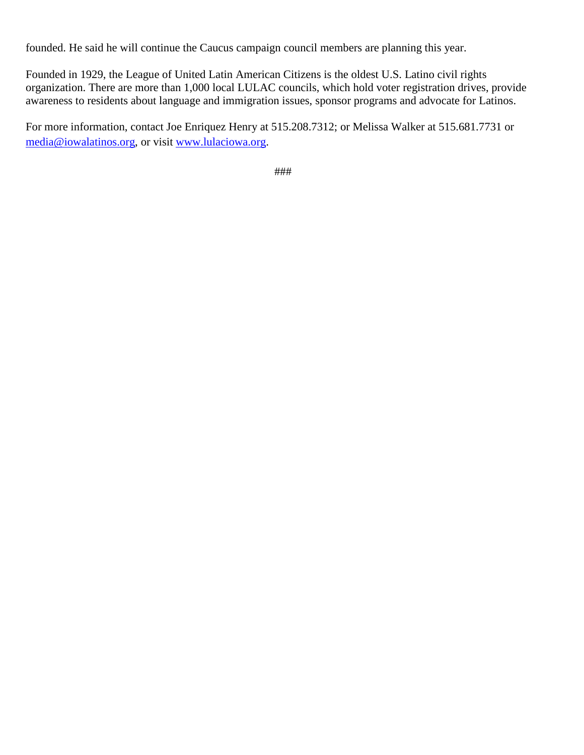founded. He said he will continue the Caucus campaign council members are planning this year.

Founded in 1929, the League of United Latin American Citizens is the oldest U.S. Latino civil rights organization. There are more than 1,000 local LULAC councils, which hold voter registration drives, provide awareness to residents about language and immigration issues, sponsor programs and advocate for Latinos.

For more information, contact Joe Enriquez Henry at 515.208.7312; or Melissa Walker at 515.681.7731 or media@iowalatinos.org, or visit www.lulaciowa.org.

###